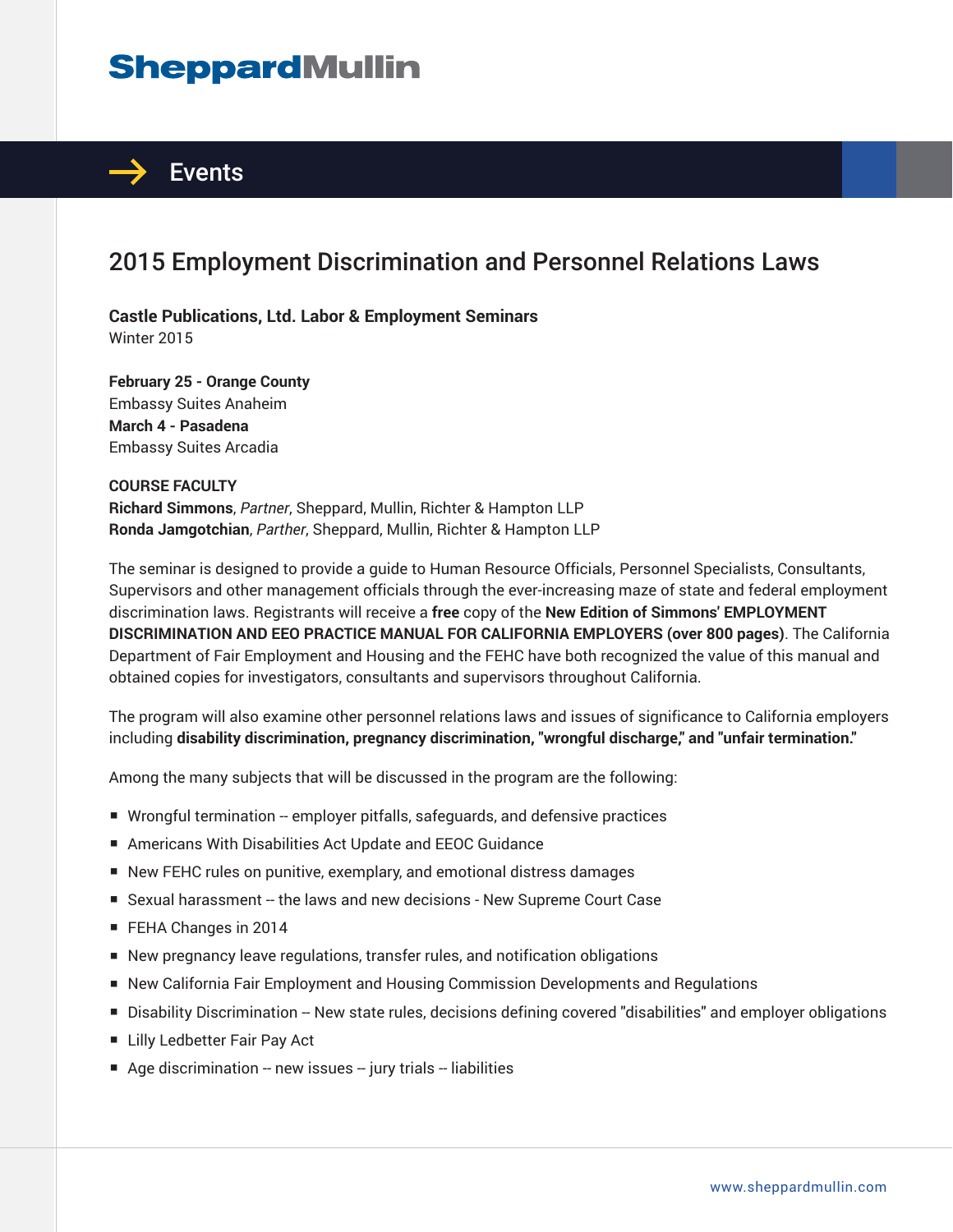SheppardMullin

# Events

## 2015 Employment Discrimination and Personnel Relations Laws

**Castle Publications, Ltd. Labor & Employment Seminars**
Winter 2015

**February 25 - Orange County**
Embassy Suites Anaheim
**March 4 - Pasadena**
Embassy Suites Arcadia

**COURSE FACULTY**
**Richard Simmons**, *Partner*, Sheppard, Mullin, Richter & Hampton LLP
**Ronda Jamgotchian**, *Parther*, Sheppard, Mullin, Richter & Hampton LLP

The seminar is designed to provide a guide to Human Resource Officials, Personnel Specialists, Consultants, Supervisors and other management officials through the ever-increasing maze of state and federal employment discrimination laws. Registrants will receive a **free** copy of the **New Edition of Simmons' EMPLOYMENT DISCRIMINATION AND EEO PRACTICE MANUAL FOR CALIFORNIA EMPLOYERS (over 800 pages)**. The California Department of Fair Employment and Housing and the FEHC have both recognized the value of this manual and obtained copies for investigators, consultants and supervisors throughout California.

The program will also examine other personnel relations laws and issues of significance to California employers including **disability discrimination, pregnancy discrimination, "wrongful discharge," and "unfair termination."**

Among the many subjects that will be discussed in the program are the following:

- Wrongful termination -- employer pitfalls, safeguards, and defensive practices
- Americans With Disabilities Act Update and EEOC Guidance
- New FEHC rules on punitive, exemplary, and emotional distress damages
- Sexual harassment -- the laws and new decisions - New Supreme Court Case
- FEHA Changes in 2014
- New pregnancy leave regulations, transfer rules, and notification obligations
- New California Fair Employment and Housing Commission Developments and Regulations
- Disability Discrimination -- New state rules, decisions defining covered "disabilities" and employer obligations
- Lilly Ledbetter Fair Pay Act
- Age discrimination -- new issues -- jury trials -- liabilities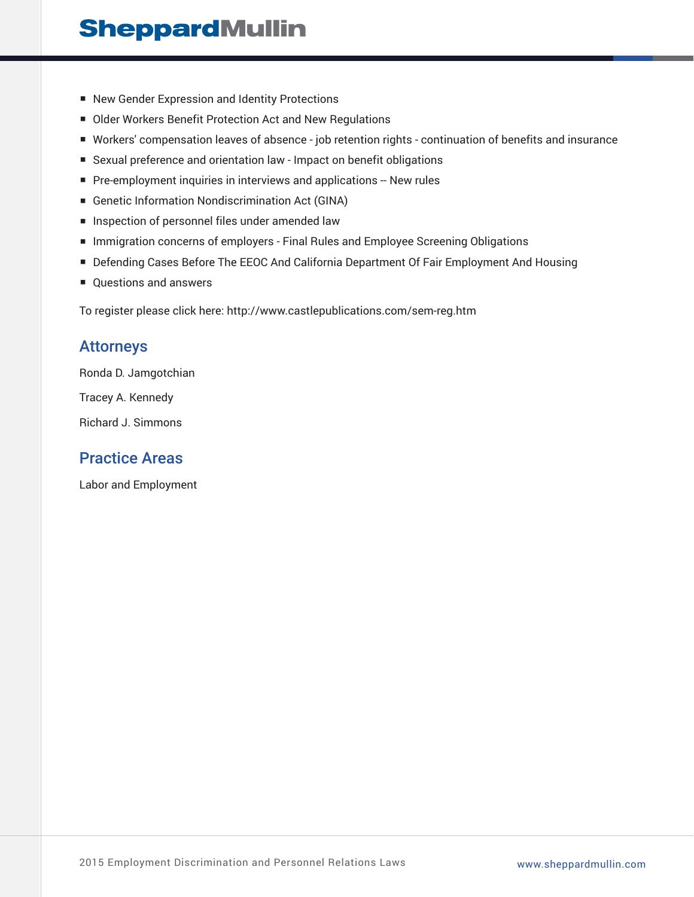- New Gender Expression and Identity Protections
- Older Workers Benefit Protection Act and New Regulations
- Workers' compensation leaves of absence - job retention rights - continuation of benefits and insurance
- Sexual preference and orientation law - Impact on benefit obligations
- Pre-employment inquiries in interviews and applications -- New rules
- Genetic Information Nondiscrimination Act (GINA)
- Inspection of personnel files under amended law
- Immigration concerns of employers - Final Rules and Employee Screening Obligations
- Defending Cases Before The EEOC And California Department Of Fair Employment And Housing
- Questions and answers

To register please click here: http://www.castlepublications.com/sem-reg.htm

## Attorneys

Ronda D. Jamgotchian

Tracey A. Kennedy

Richard J. Simmons

## Practice Areas

Labor and Employment